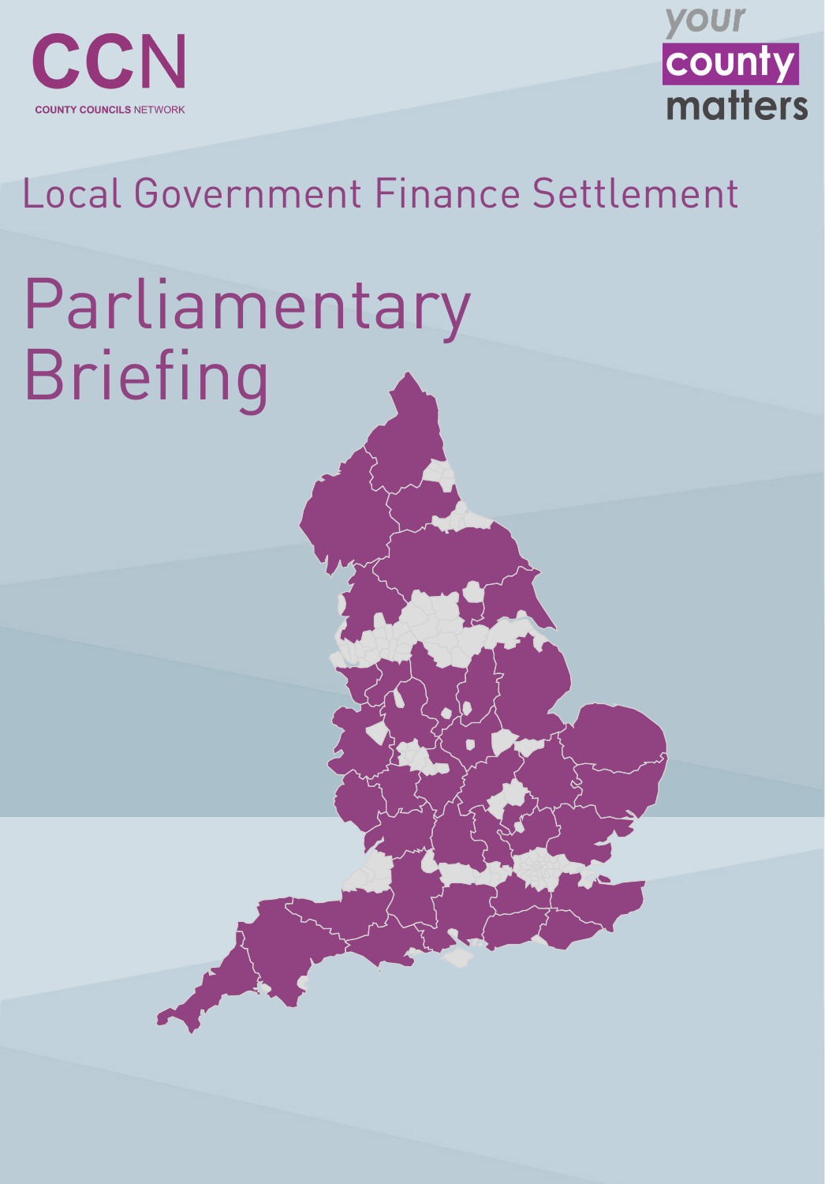CCN

COUNTY COUNCILS NETWORK

your county matters

# Local Government Finance Settlement

# Parliamentary Briefing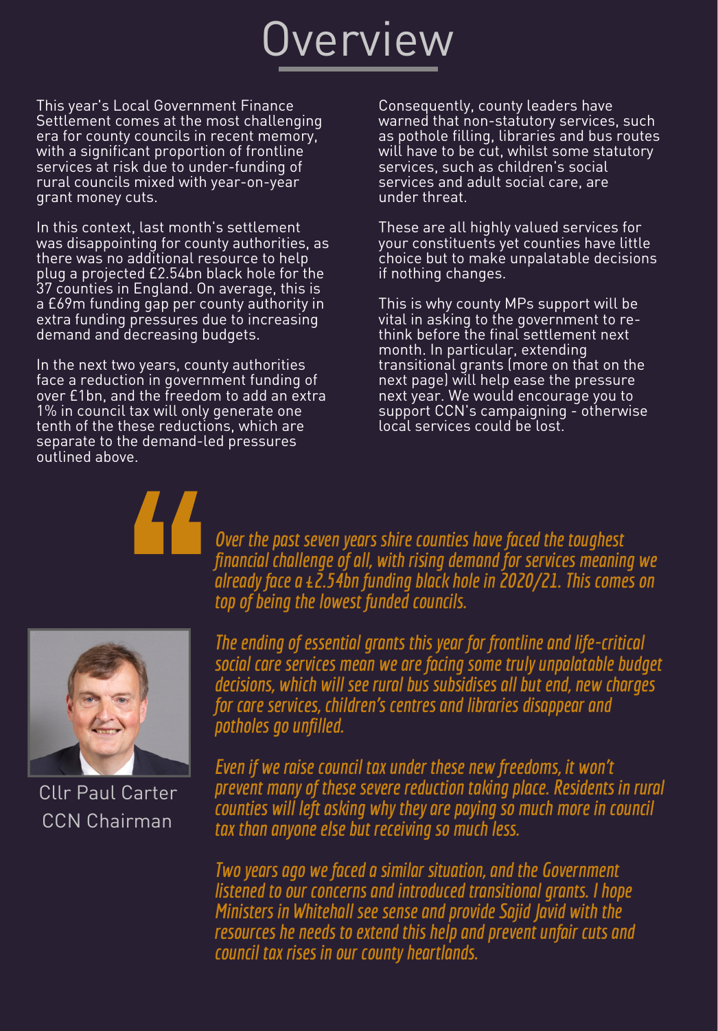# Overview

This year's Local Government Finance Settlement comes at the most challenging era for county councils in recent memory, with a significant proportion of frontline services at risk due to under-funding of rural councils mixed with year-on-year grant money cuts.

In this context, last month's settlement was disappointing for county authorities, as there was no additional resource to help plug a projected £2.54bn black hole for the 37 counties in England. On average, this is a £69m funding gap per county authority in extra funding pressures due to increasing demand and decreasing budgets.

In the next two years, county authorities face a reduction in government funding of over £1bn, and the freedom to add an extra 1% in council tax will only generate one tenth of the these reductions, which are separate to the demand-led pressures outlined above.

Consequently, county leaders have warned that non-statutory services, such as pothole filling, libraries and bus routes will have to be cut, whilst some statutory services, such as children's social services and adult social care, are under threat.

These are all highly valued services for your constituents yet counties have little choice but to make unpalatable decisions if nothing changes.

This is why county MPs support will be vital in asking to the government to re-think before the final settlement next month. In particular, extending transitional grants (more on that on the next page) will help ease the pressure next year. We would encourage you to support CCN's campaigning - otherwise local services could be lost.

*Over the past seven years shire counties have faced the toughest financial challenge of all, with rising demand for services meaning we already face a £2.54bn funding black hole in 2020/21. This comes on top of being the lowest funded councils.*

*The ending of essential grants this year for frontline and life-critical social care services mean we are facing some truly unpalatable budget decisions, which will see rural bus subsidises all but end, new charges for care services, children's centres and libraries disappear and potholes go unfilled.*

*Even if we raise council tax under these new freedoms, it won't prevent many of these severe reduction taking place. Residents in rural counties will left asking why they are paying so much more in council tax than anyone else but receiving so much less.*

*Two years ago we faced a similar situation, and the Government listened to our concerns and introduced transitional grants. I hope Ministers in Whitehall see sense and provide Sajid Javid with the resources he needs to extend this help and prevent unfair cuts and council tax rises in our county heartlands.*

Cllr Paul Carter
CCN Chairman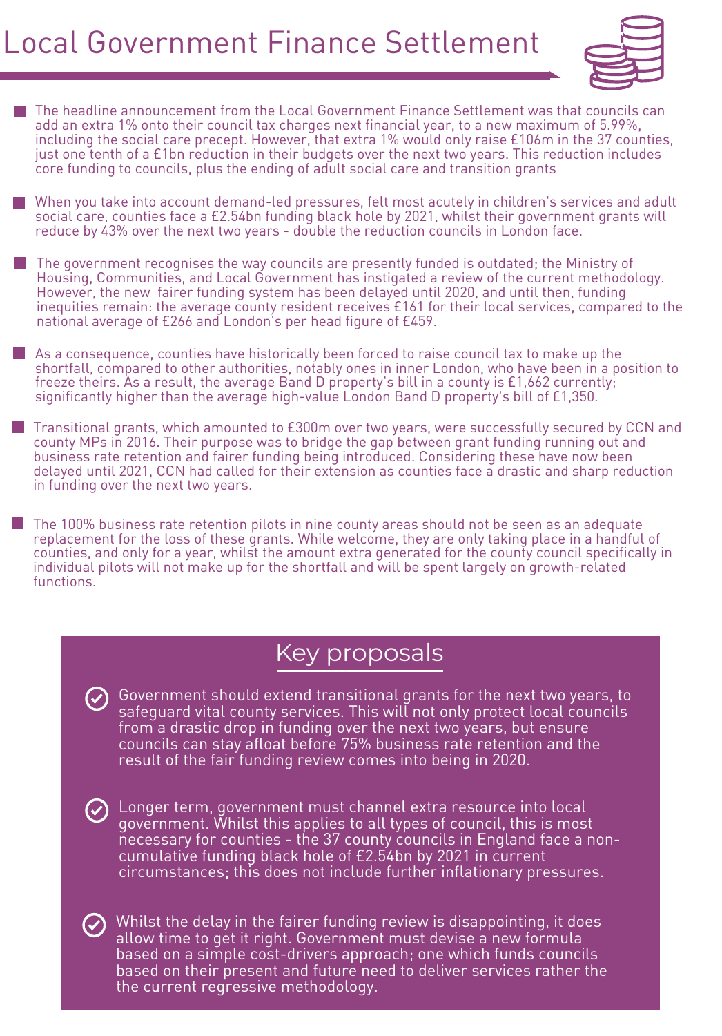# Local Government Finance Settlement

- The headline announcement from the Local Government Finance Settlement was that councils can add an extra 1% onto their council tax charges next financial year, to a new maximum of 5.99%, including the social care precept. However, that extra 1% would only raise £106m in the 37 counties, just one tenth of a £1bn reduction in their budgets over the next two years. This reduction includes core funding to councils, plus the ending of adult social care and transition grants

- When you take into account demand-led pressures, felt most acutely in children's services and adult social care, counties face a £2.54bn funding black hole by 2021, whilst their government grants will reduce by 43% over the next two years - double the reduction councils in London face.

- The government recognises the way councils are presently funded is outdated; the Ministry of Housing, Communities, and Local Government has instigated a review of the current methodology. However, the new fairer funding system has been delayed until 2020, and until then, funding inequities remain: the average county resident receives £161 for their local services, compared to the national average of £266 and London's per head figure of £459.

- As a consequence, counties have historically been forced to raise council tax to make up the shortfall, compared to other authorities, notably ones in inner London, who have been in a position to freeze theirs. As a result, the average Band D property's bill in a county is £1,662 currently; significantly higher than the average high-value London Band D property's bill of £1,350.

- Transitional grants, which amounted to £300m over two years, were successfully secured by CCN and county MPs in 2016. Their purpose was to bridge the gap between grant funding running out and business rate retention and fairer funding being introduced. Considering these have now been delayed until 2021, CCN had called for their extension as counties face a drastic and sharp reduction in funding over the next two years.

- The 100% business rate retention pilots in nine county areas should not be seen as an adequate replacement for the loss of these grants. While welcome, they are only taking place in a handful of counties, and only for a year, whilst the amount extra generated for the county council specifically in individual pilots will not make up for the shortfall and will be spent largely on growth-related functions.

## Key proposals

- Government should extend transitional grants for the next two years, to safeguard vital county services. This will not only protect local councils from a drastic drop in funding over the next two years, but ensure councils can stay afloat before 75% business rate retention and the result of the fair funding review comes into being in 2020.

- Longer term, government must channel extra resource into local government. Whilst this applies to all types of council, this is most necessary for counties - the 37 county councils in England face a non-cumulative funding black hole of £2.54bn by 2021 in current circumstances; this does not include further inflationary pressures.

- Whilst the delay in the fairer funding review is disappointing, it does allow time to get it right. Government must devise a new formula based on a simple cost-drivers approach; one which funds councils based on their present and future need to deliver services rather the the current regressive methodology.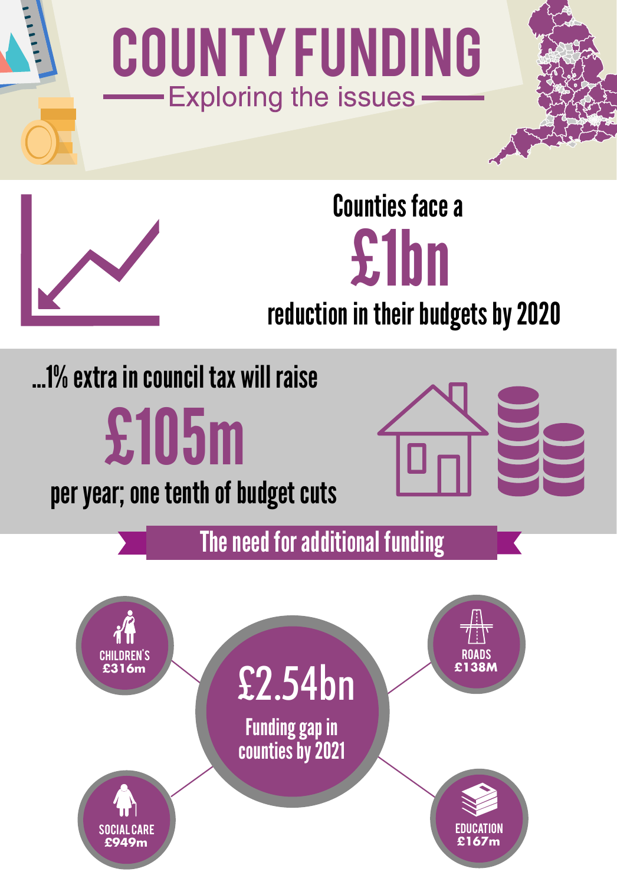# COUNTY FUNDING

## Exploring the issues

Counties face a

**£1bn**

reduction in their budgets by 2020

...1% extra in council tax will raise

**£105m**

per year; one tenth of budget cuts

## The need for additional funding

**£2.54bn**

Funding gap in counties by 2021

CHILDREN'S
£316m

ROADS
£138M

SOCIAL CARE
£949m

EDUCATION
£167m